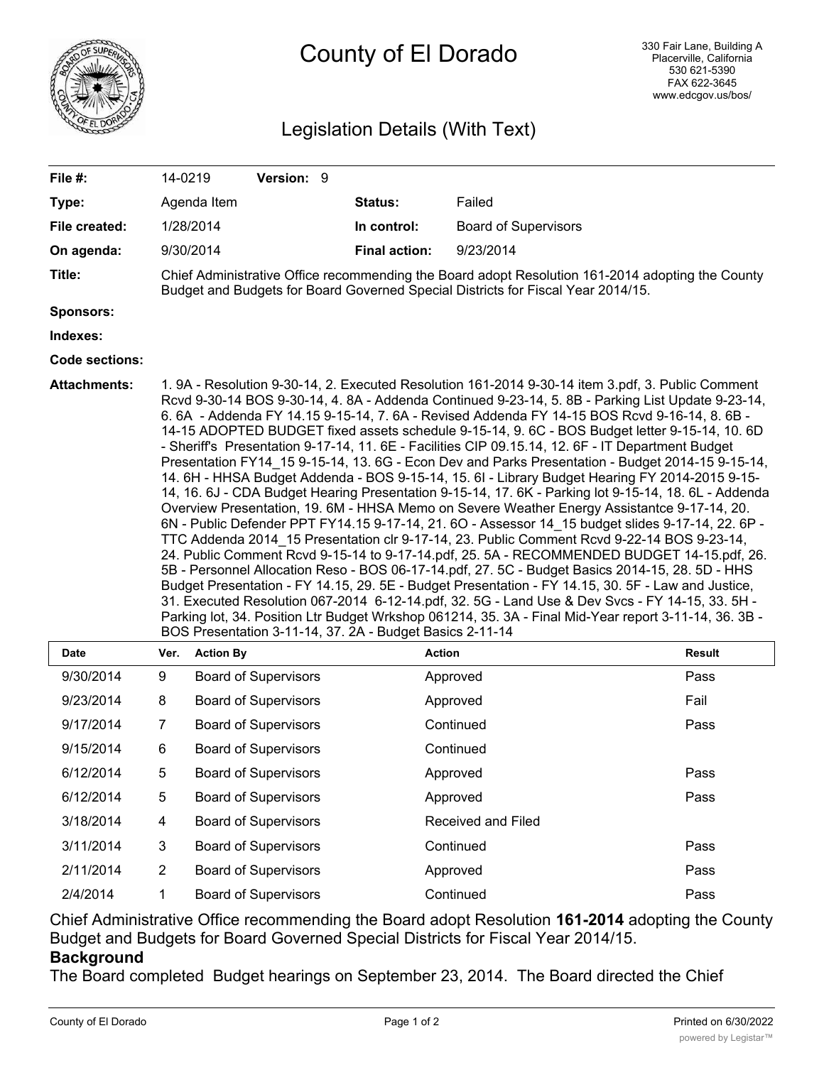# County of El Dorado

330 Fair Lane, Building A
Placerville, California
530 621-5390
FAX 622-3645
www.edcgov.us/bos/

## Legislation Details (With Text)

| | | | |
|---|---|---|---|
| **File #:** | 14-0219 **Version:** 9 | | |
| **Type:** | Agenda Item | **Status:** | Failed |
| **File created:** | 1/28/2014 | **In control:** | Board of Supervisors |
| **On agenda:** | 9/30/2014 | **Final action:** | 9/23/2014 |

**Title:** Chief Administrative Office recommending the Board adopt Resolution 161-2014 adopting the County Budget and Budgets for Board Governed Special Districts for Fiscal Year 2014/15.

**Sponsors:**

**Indexes:**

**Code sections:**

**Attachments:** 1. 9A - Resolution 9-30-14, 2. Executed Resolution 161-2014 9-30-14 item 3.pdf, 3. Public Comment Rcvd 9-30-14 BOS 9-30-14, 4. 8A - Addenda Continued 9-23-14, 5. 8B - Parking List Update 9-23-14, 6. 6A - Addenda FY 14.15 9-15-14, 7. 6A - Revised Addenda FY 14-15 BOS Rcvd 9-16-14, 8. 6B - 14-15 ADOPTED BUDGET fixed assets schedule 9-15-14, 9. 6C - BOS Budget letter 9-15-14, 10. 6D - Sheriff's Presentation 9-17-14, 11. 6E - Facilities CIP 09.15.14, 12. 6F - IT Department Budget Presentation FY14_15 9-15-14, 13. 6G - Econ Dev and Parks Presentation - Budget 2014-15 9-15-14, 14. 6H - HHSA Budget Addenda - BOS 9-15-14, 15. 6I - Library Budget Hearing FY 2014-2015 9-15-14, 16. 6J - CDA Budget Hearing Presentation 9-15-14, 17. 6K - Parking lot 9-15-14, 18. 6L - Addenda Overview Presentation, 19. 6M - HHSA Memo on Severe Weather Energy Assistantce 9-17-14, 20. 6N - Public Defender PPT FY14.15 9-17-14, 21. 6O - Assessor 14_15 budget slides 9-17-14, 22. 6P - TTC Addenda 2014_15 Presentation clr 9-17-14, 23. Public Comment Rcvd 9-22-14 BOS 9-23-14, 24. Public Comment Rcvd 9-15-14 to 9-17-14.pdf, 25. 5A - RECOMMENDED BUDGET 14-15.pdf, 26. 5B - Personnel Allocation Reso - BOS 06-17-14.pdf, 27. 5C - Budget Basics 2014-15, 28. 5D - HHS Budget Presentation - FY 14.15, 29. 5E - Budget Presentation - FY 14.15, 30. 5F - Law and Justice, 31. Executed Resolution 067-2014 6-12-14.pdf, 32. 5G - Land Use & Dev Svcs - FY 14-15, 33. 5H - Parking lot, 34. Position Ltr Budget Wrkshop 061214, 35. 3A - Final Mid-Year report 3-11-14, 36. 3B - BOS Presentation 3-11-14, 37. 2A - Budget Basics 2-11-14

| Date | Ver. | Action By | Action | Result |
|---|---|---|---|---|
| 9/30/2014 | 9 | Board of Supervisors | Approved | Pass |
| 9/23/2014 | 8 | Board of Supervisors | Approved | Fail |
| 9/17/2014 | 7 | Board of Supervisors | Continued | Pass |
| 9/15/2014 | 6 | Board of Supervisors | Continued | |
| 6/12/2014 | 5 | Board of Supervisors | Approved | Pass |
| 6/12/2014 | 5 | Board of Supervisors | Approved | Pass |
| 3/18/2014 | 4 | Board of Supervisors | Received and Filed | |
| 3/11/2014 | 3 | Board of Supervisors | Continued | Pass |
| 2/11/2014 | 2 | Board of Supervisors | Approved | Pass |
| 2/4/2014 | 1 | Board of Supervisors | Continued | Pass |

Chief Administrative Office recommending the Board adopt Resolution **161-2014** adopting the County Budget and Budgets for Board Governed Special Districts for Fiscal Year 2014/15.

**Background**

The Board completed Budget hearings on September 23, 2014. The Board directed the Chief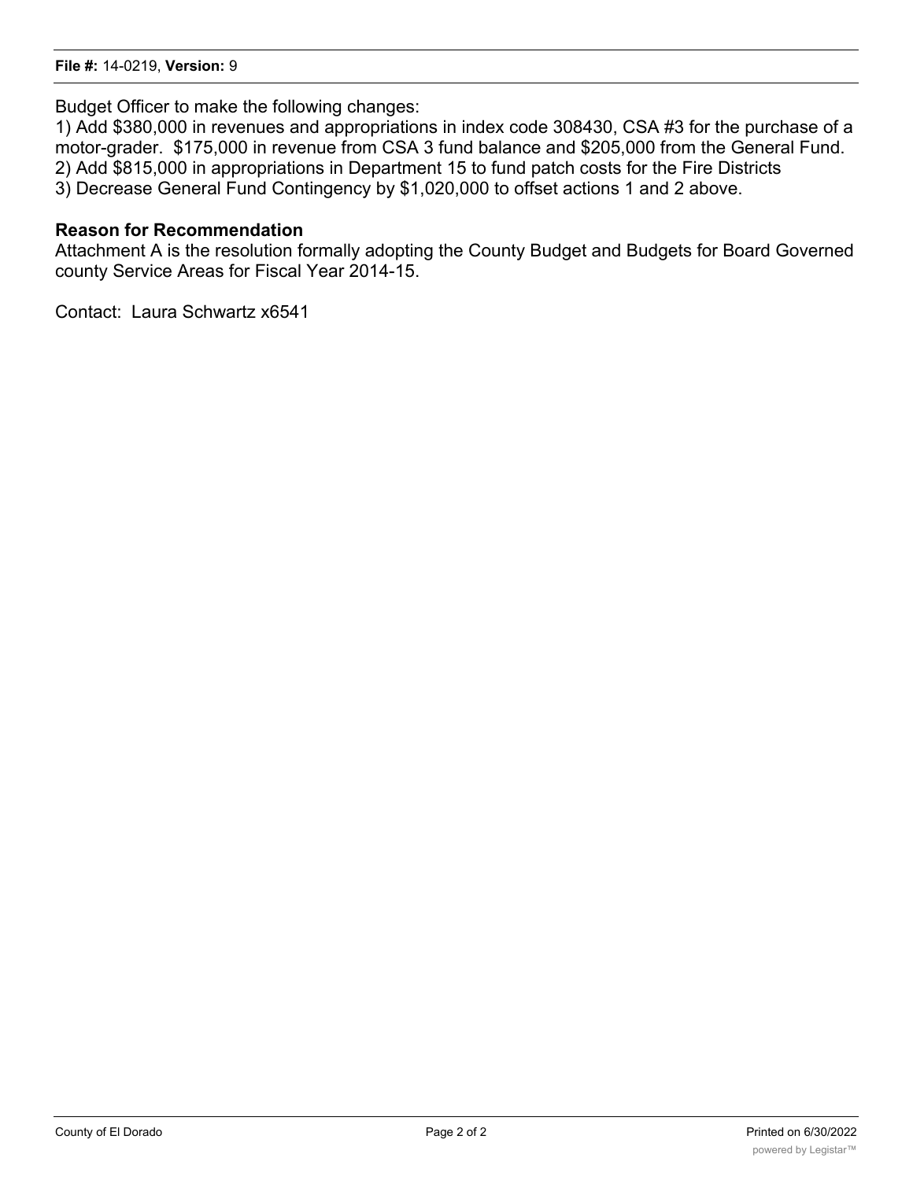Budget Officer to make the following changes:

1) Add $380,000 in revenues and appropriations in index code 308430, CSA #3 for the purchase of a motor-grader. $175,000 in revenue from CSA 3 fund balance and $205,000 from the General Fund.

2) Add $815,000 in appropriations in Department 15 to fund patch costs for the Fire Districts

3) Decrease General Fund Contingency by $1,020,000 to offset actions 1 and 2 above.

**Reason for Recommendation**

Attachment A is the resolution formally adopting the County Budget and Budgets for Board Governed county Service Areas for Fiscal Year 2014-15.

Contact: Laura Schwartz x6541